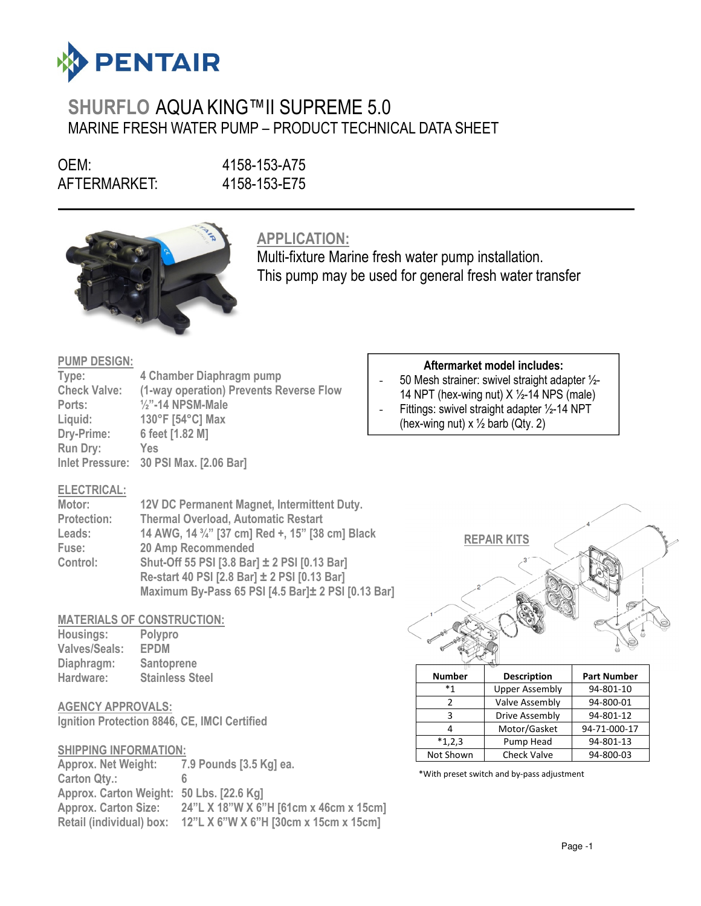# SHURFLO AQUA KING™II SUPREME 5.0

## MARINE FRESH WATER PUMP – PRODUCT TECHNICAL DATA SHEET

OEM: 4158-153-A75
AFTERMARKET: 4158-153-E75

## APPLICATION:

Multi-fixture Marine fresh water pump installation.
This pump may be used for general fresh water transfer

## PUMP DESIGN:

- Type: 4 Chamber Diaphragm pump
- Check Valve: (1-way operation) Prevents Reverse Flow
- Ports: ½"-14 NPSM-Male
- Liquid: 130°F [54°C] Max
- Dry-Prime: 6 feet [1.82 M]
- Run Dry: Yes
- Inlet Pressure: 30 PSI Max. [2.06 Bar]

**Aftermarket model includes:**

- 50 Mesh strainer: swivel straight adapter ½-14 NPT (hex-wing nut) X ½-14 NPS (male)
- Fittings: swivel straight adapter ½-14 NPT (hex-wing nut) x ½ barb (Qty. 2)

## ELECTRICAL:

- Motor: 12V DC Permanent Magnet, Intermittent Duty.
- Protection: Thermal Overload, Automatic Restart
- Leads: 14 AWG, 14 ¾" [37 cm] Red +, 15" [38 cm] Black
- Fuse: 20 Amp Recommended
- Control: Shut-Off 55 PSI [3.8 Bar] ± 2 PSI [0.13 Bar]
  Re-start 40 PSI [2.8 Bar] ± 2 PSI [0.13 Bar]
  Maximum By-Pass 65 PSI [4.5 Bar]± 2 PSI [0.13 Bar]

## MATERIALS OF CONSTRUCTION:

- Housings: Polypro
- Valves/Seals: EPDM
- Diaphragm: Santoprene
- Hardware: Stainless Steel

## AGENCY APPROVALS:

Ignition Protection 8846, CE, IMCI Certified

## SHIPPING INFORMATION:

- Approx. Net Weight: 7.9 Pounds [3.5 Kg] ea.
- Carton Qty.: 6
- Approx. Carton Weight: 50 Lbs. [22.6 Kg]
- Approx. Carton Size: 24"L X 18"W X 6"H [61cm x 46cm x 15cm]
- Retail (individual) box: 12"L X 6"W X 6"H [30cm x 15cm x 15cm]

## REPAIR KITS

| Number | Description | Part Number |
|---|---|---|
| *1 | Upper Assembly | 94-801-10 |
| 2 | Valve Assembly | 94-800-01 |
| 3 | Drive Assembly | 94-801-12 |
| 4 | Motor/Gasket | 94-71-000-17 |
| *1,2,3 | Pump Head | 94-801-13 |
| Not Shown | Check Valve | 94-800-03 |

*With preset switch and by-pass adjustment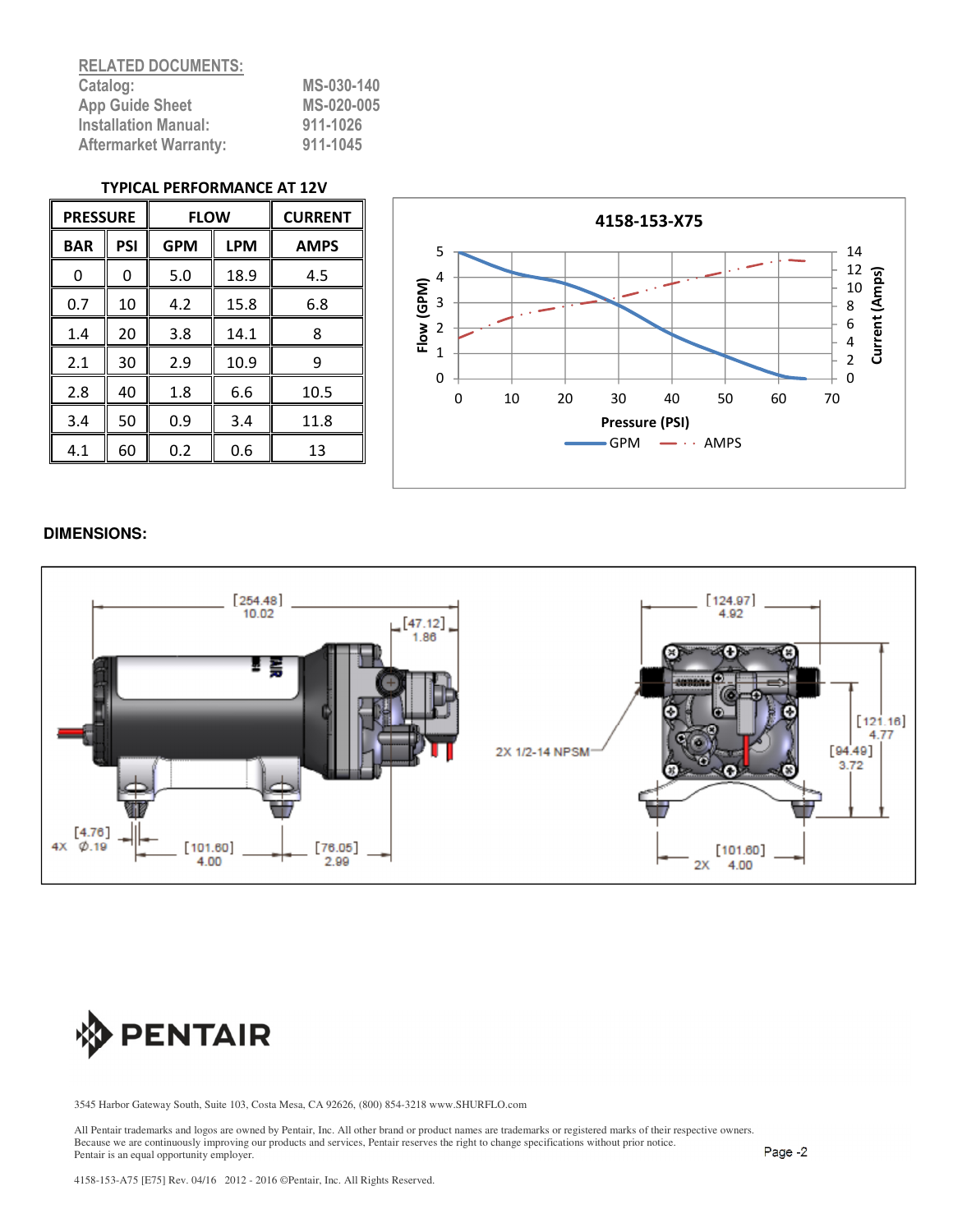RELATED DOCUMENTS:

| | |
|---|---|
| Catalog: | MS-030-140 |
| App Guide Sheet | MS-020-005 |
| Installation Manual: | 911-1026 |
| Aftermarket Warranty: | 911-1045 |

**TYPICAL PERFORMANCE AT 12V**

| PRESSURE | | FLOW | | CURRENT |
|---|---|---|---|---|
| BAR | PSI | GPM | LPM | AMPS |
| 0 | 0 | 5.0 | 18.9 | 4.5 |
| 0.7 | 10 | 4.2 | 15.8 | 6.8 |
| 1.4 | 20 | 3.8 | 14.1 | 8 |
| 2.1 | 30 | 2.9 | 10.9 | 9 |
| 2.8 | 40 | 1.8 | 6.6 | 10.5 |
| 3.4 | 50 | 0.9 | 3.4 | 11.8 |
| 4.1 | 60 | 0.2 | 0.6 | 13 |

4158-153-X75

Flow (GPM)
0
1
2
3
4
5

Current (Amps)
0
2
4
6
8
10
12
14

Pressure (PSI)
0 10 20 30 40 50 60 70

GPM AMPS

## DIMENSIONS:

[254.48] 10.02

[47.12] 1.86

[124.97] 4.92

[121.16] 4.77

[94.49] 3.72

2X 1/2-14 NPSM

[4.76] 4X Ø.19

[101.60] 4.00

[76.05] 2.99

[101.60] 2X 4.00

PENTAIR

3545 Harbor Gateway South, Suite 103, Costa Mesa, CA 92626, (800) 854-3218 www.SHURFLO.com

All Pentair trademarks and logos are owned by Pentair, Inc. All other brand or product names are trademarks or registered marks of their respective owners.
Because we are continuously improving our products and services, Pentair reserves the right to change specifications without prior notice.
Pentair is an equal opportunity employer.

4158-153-A75 [E75] Rev. 04/16 2012 - 2016 ©Pentair, Inc. All Rights Reserved.